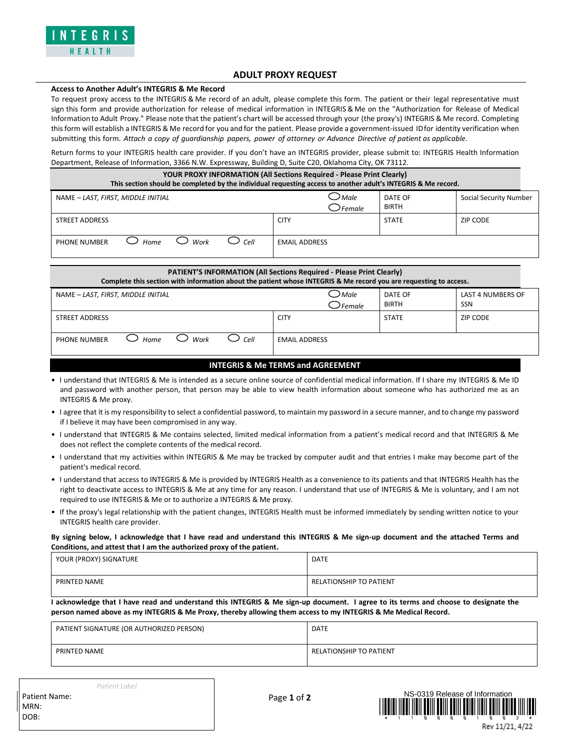INTEGRIS HEALTH

# ADULT PROXY REQUEST

**Access to Another Adult's INTEGRIS & Me Record**

To request proxy access to the INTEGRIS & Me record of an adult, please complete this form. The patient or their legal representative must sign this form and provide authorization for release of medical information in INTEGRIS & Me on the "Authorization for Release of Medical Information to Adult Proxy." Please note that the patient's chart will be accessed through your (the proxy's) INTEGRIS & Me record. Completing this form will establish a INTEGRIS & Me record for you and for the patient. Please provide a government-issued ID for identity verification when submitting this form. *Attach a copy of guardianship papers, power of attorney or Advance Directive of patient as applicable.*

Return forms to your INTEGRIS health care provider. If you don't have an INTEGRIS provider, please submit to: INTEGRIS Health Information Department, Release of Information, 3366 N.W. Expressway, Building D, Suite C20, Oklahoma City, OK 73112.

**YOUR PROXY INFORMATION (All Sections Required - Please Print Clearly)**
**This section should be completed by the individual requesting access to another adult's INTEGRIS & Me record.**

| | | | |
|---|---|---|---|
| NAME – *LAST, FIRST, MIDDLE INITIAL* ◯ *Male* ◯ *Female* | | DATE OF BIRTH | Social Security Number |
| STREET ADDRESS | CITY | STATE | ZIP CODE |
| PHONE NUMBER ◯ *Home* ◯ *Work* ◯ *Cell* | EMAIL ADDRESS | | |

**PATIENT'S INFORMATION (All Sections Required - Please Print Clearly)**
**Complete this section with information about the patient whose INTEGRIS & Me record you are requesting to access.**

| | | | |
|---|---|---|---|
| NAME – *LAST, FIRST, MIDDLE INITIAL* ◯ *Male* ◯ *Female* | | DATE OF BIRTH | LAST 4 NUMBERS OF SSN |
| STREET ADDRESS | CITY | STATE | ZIP CODE |
| PHONE NUMBER ◯ *Home* ◯ *Work* ◯ *Cell* | EMAIL ADDRESS | | |

## INTEGRIS & Me TERMS and AGREEMENT

- I understand that INTEGRIS & Me is intended as a secure online source of confidential medical information. If I share my INTEGRIS & Me ID and password with another person, that person may be able to view health information about someone who has authorized me as an INTEGRIS & Me proxy.
- I agree that it is my responsibility to select a confidential password, to maintain my password in a secure manner, and to change my password if I believe it may have been compromised in any way.
- I understand that INTEGRIS & Me contains selected, limited medical information from a patient's medical record and that INTEGRIS & Me does not reflect the complete contents of the medical record.
- I understand that my activities within INTEGRIS & Me may be tracked by computer audit and that entries I make may become part of the patient's medical record.
- I understand that access to INTEGRIS & Me is provided by INTEGRIS Health as a convenience to its patients and that INTEGRIS Health has the right to deactivate access to INTEGRIS & Me at any time for any reason. I understand that use of INTEGRIS & Me is voluntary, and I am not required to use INTEGRIS & Me or to authorize a INTEGRIS & Me proxy.
- If the proxy's legal relationship with the patient changes, INTEGRIS Health must be informed immediately by sending written notice to your INTEGRIS health care provider.

**By signing below, I acknowledge that I have read and understand this INTEGRIS & Me sign-up document and the attached Terms and Conditions, and attest that I am the authorized proxy of the patient.**

| | |
|---|---|
| YOUR (PROXY) SIGNATURE | DATE |
| PRINTED NAME | RELATIONSHIP TO PATIENT |

**I acknowledge that I have read and understand this INTEGRIS & Me sign-up document. I agree to its terms and choose to designate the person named above as my INTEGRIS & Me Proxy, thereby allowing them access to my INTEGRIS & Me Medical Record.**

| | |
|---|---|
| PATIENT SIGNATURE (OR AUTHORIZED PERSON) | DATE |
| PRINTED NAME | RELATIONSHIP TO PATIENT |

*Patient Label*
Patient Name:
MRN:
DOB:

NS-0319 Release of Information
Rev 11/21, 4/22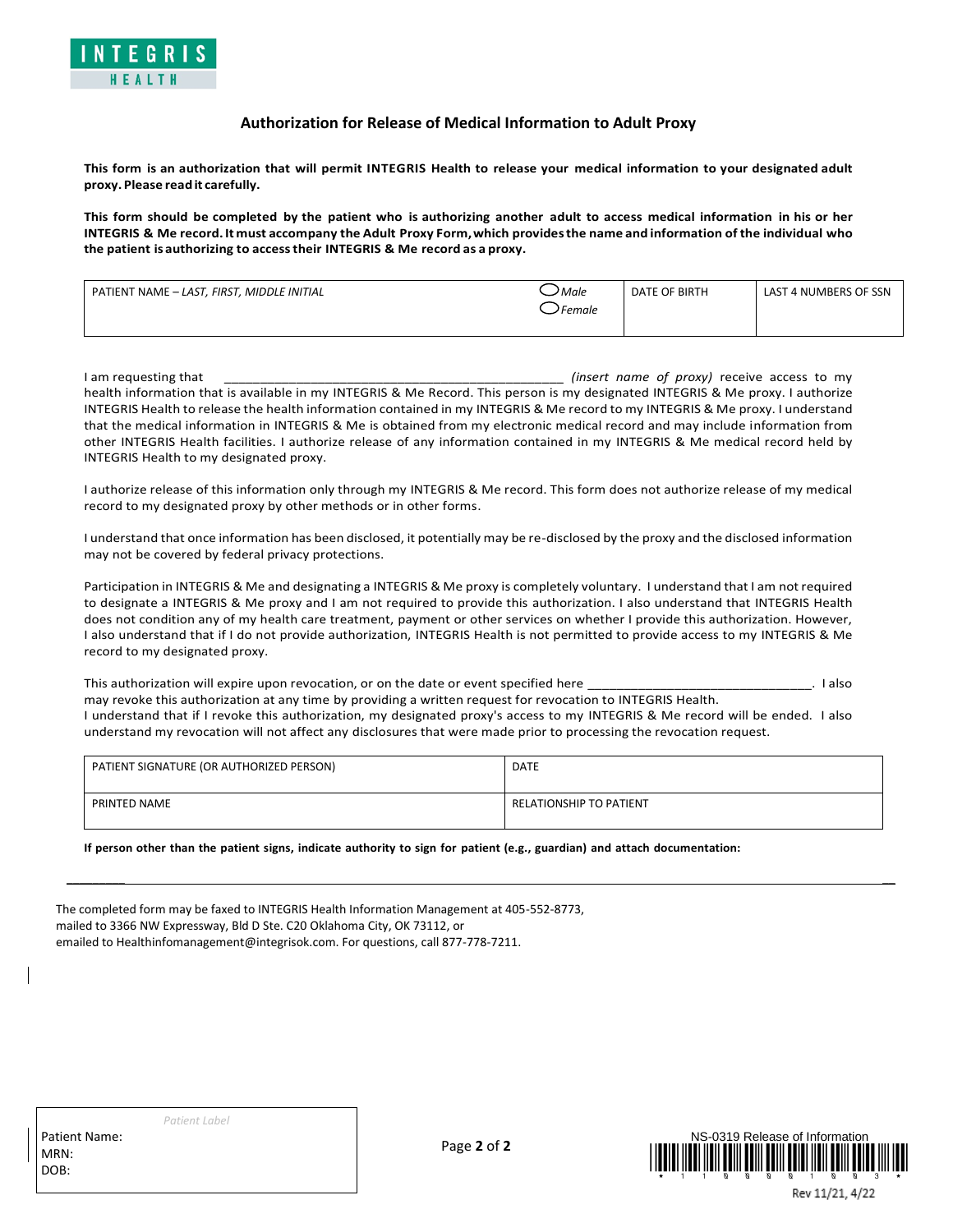INTEGRIS HEALTH

## Authorization for Release of Medical Information to Adult Proxy

**This form is an authorization that will permit INTEGRIS Health to release your medical information to your designated adult proxy. Please read it carefully.**

**This form should be completed by the patient who is authorizing another adult to access medical information in his or her INTEGRIS & Me record. It must accompany the Adult Proxy Form, which provides the name and information of the individual who the patient is authorizing to access their INTEGRIS & Me record as a proxy.**

| PATIENT NAME – *LAST, FIRST, MIDDLE INITIAL* | ◯ *Male* ◯ *Female* | DATE OF BIRTH | LAST 4 NUMBERS OF SSN |
|---|---|---|---|
| | | | |

I am requesting that _______________________________________________ *(insert name of proxy)* receive access to my health information that is available in my INTEGRIS & Me Record. This person is my designated INTEGRIS & Me proxy. I authorize INTEGRIS Health to release the health information contained in my INTEGRIS & Me record to my INTEGRIS & Me proxy. I understand that the medical information in INTEGRIS & Me is obtained from my electronic medical record and may include information from other INTEGRIS Health facilities. I authorize release of any information contained in my INTEGRIS & Me medical record held by INTEGRIS Health to my designated proxy.

I authorize release of this information only through my INTEGRIS & Me record. This form does not authorize release of my medical record to my designated proxy by other methods or in other forms.

I understand that once information has been disclosed, it potentially may be re-disclosed by the proxy and the disclosed information may not be covered by federal privacy protections.

Participation in INTEGRIS & Me and designating a INTEGRIS & Me proxy is completely voluntary. I understand that I am not required to designate a INTEGRIS & Me proxy and I am not required to provide this authorization. I also understand that INTEGRIS Health does not condition any of my health care treatment, payment or other services on whether I provide this authorization. However, I also understand that if I do not provide authorization, INTEGRIS Health is not permitted to provide access to my INTEGRIS & Me record to my designated proxy.

This authorization will expire upon revocation, or on the date or event specified here _______________________________. I also may revoke this authorization at any time by providing a written request for revocation to INTEGRIS Health.
I understand that if I revoke this authorization, my designated proxy's access to my INTEGRIS & Me record will be ended. I also understand my revocation will not affect any disclosures that were made prior to processing the revocation request.

| PATIENT SIGNATURE (OR AUTHORIZED PERSON) | DATE |
|---|---|
| PRINTED NAME | RELATIONSHIP TO PATIENT |

**If person other than the patient signs, indicate authority to sign for patient (e.g., guardian) and attach documentation:**

_____________________________________________________________________________________________

The completed form may be faxed to INTEGRIS Health Information Management at 405-552-8773,
mailed to 3366 NW Expressway, Bld D Ste. C20 Oklahoma City, OK 73112, or
emailed to Healthinfomanagement@integrisok.com. For questions, call 877-778-7211.

Patient Label
Patient Name:
MRN:
DOB:

NS-0319 Release of Information

Rev 11/21, 4/22